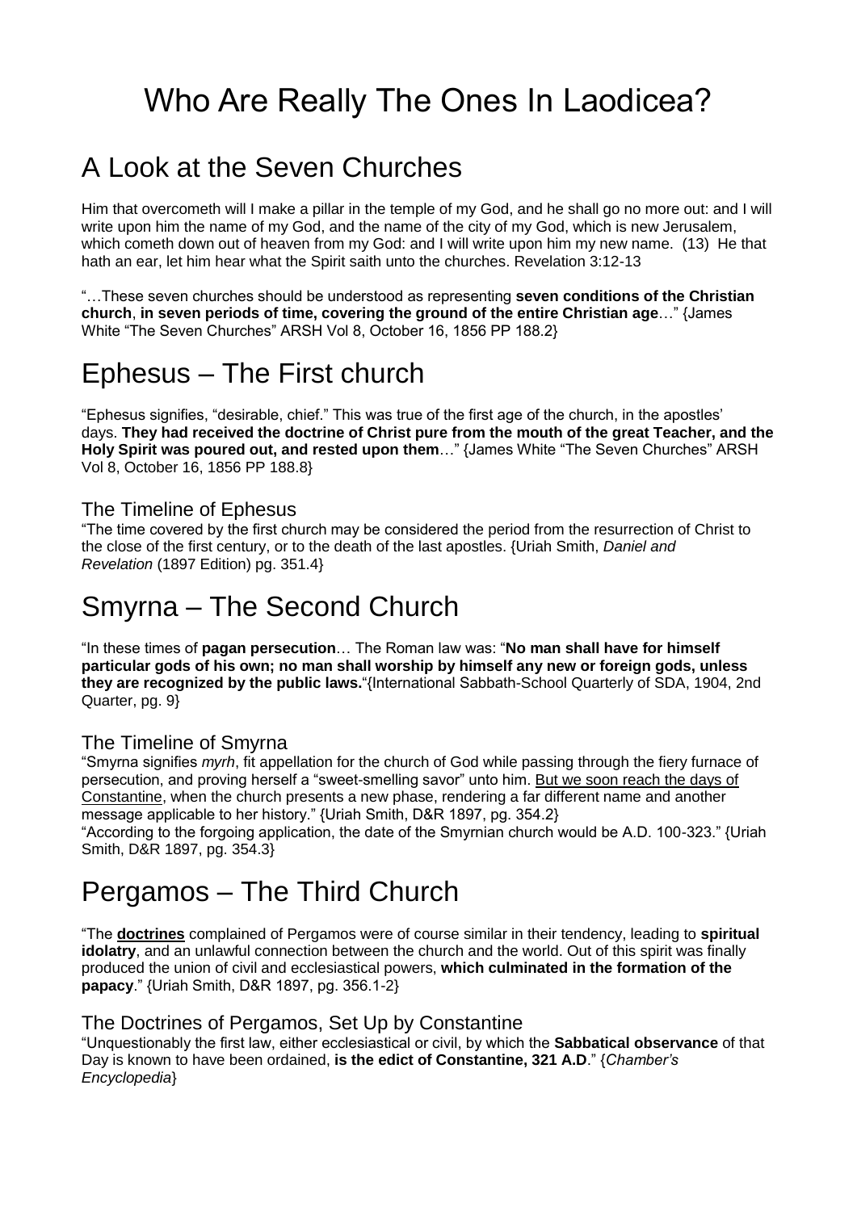# Who Are Really The Ones In Laodicea?

## A Look at the Seven Churches

Him that overcometh will I make a pillar in the temple of my God, and he shall go no more out: and I will write upon him the name of my God, and the name of the city of my God, which is new Jerusalem, which cometh down out of heaven from my God: and I will write upon him my new name. (13) He that hath an ear, let him hear what the Spirit saith unto the churches. Revelation 3:12-13

"…These seven churches should be understood as representing **seven conditions of the Christian church**, **in seven periods of time, covering the ground of the entire Christian age**…" {James White "The Seven Churches" ARSH Vol 8, October 16, 1856 PP 188.2}

## Ephesus – The First church

"Ephesus signifies, "desirable, chief." This was true of the first age of the church, in the apostles' days. **They had received the doctrine of Christ pure from the mouth of the great Teacher, and the Holy Spirit was poured out, and rested upon them**…" {James White "The Seven Churches" ARSH Vol 8, October 16, 1856 PP 188.8}

### The Timeline of Ephesus

"The time covered by the first church may be considered the period from the resurrection of Christ to the close of the first century, or to the death of the last apostles. {Uriah Smith, *Daniel and Revelation* (1897 Edition) pg. 351.4}

## Smyrna – The Second Church

"In these times of **pagan persecution**… The Roman law was: "**No man shall have for himself particular gods of his own; no man shall worship by himself any new or foreign gods, unless they are recognized by the public laws.**"{International Sabbath-School Quarterly of SDA, 1904, 2nd Quarter, pg. 9}

### The Timeline of Smyrna

"Smyrna signifies *myrh*, fit appellation for the church of God while passing through the fiery furnace of persecution, and proving herself a "sweet-smelling savor" unto him. <u>But we soon reach the days of Constantine</u>, when the church presents a new phase, rendering a far different name and another message applicable to her history." {Uriah Smith, D&R 1897, pg. 354.2}

"According to the forgoing application, the date of the Smyrnian church would be A.D. 100-323." {Uriah Smith, D&R 1897, pg. 354.3}

## Pergamos – The Third Church

"The **<u>doctrines</u>** complained of Pergamos were of course similar in their tendency, leading to **spiritual idolatry**, and an unlawful connection between the church and the world. Out of this spirit was finally produced the union of civil and ecclesiastical powers, **which culminated in the formation of the papacy**." {Uriah Smith, D&R 1897, pg. 356.1-2}

### The Doctrines of Pergamos, Set Up by Constantine

"Unquestionably the first law, either ecclesiastical or civil, by which the **Sabbatical observance** of that Day is known to have been ordained, **is the edict of Constantine, 321 A.D**." {*Chamber's Encyclopedia*}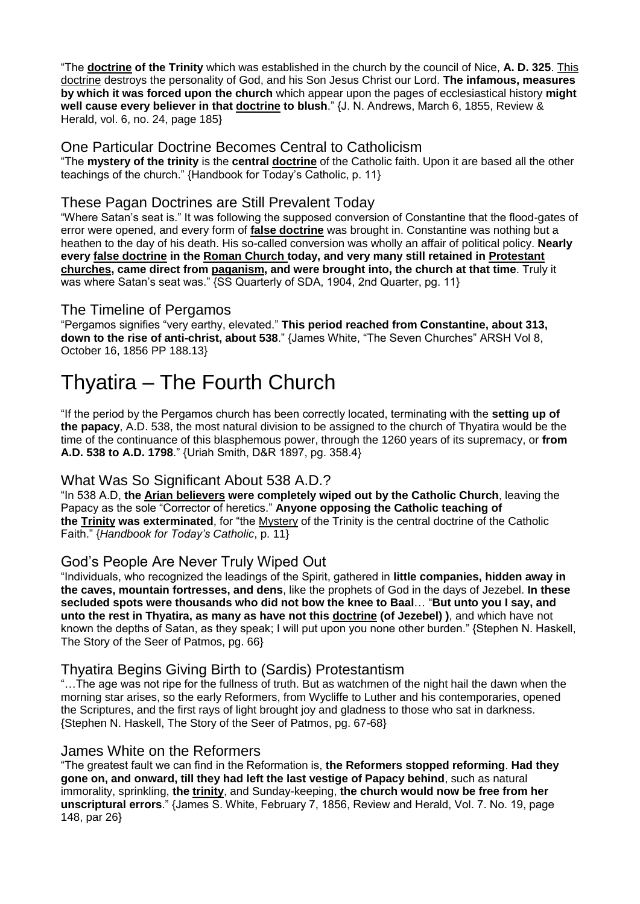"The **doctrine of the Trinity** which was established in the church by the council of Nice, **A. D. 325**. This doctrine destroys the personality of God, and his Son Jesus Christ our Lord. **The infamous, measures by which it was forced upon the church** which appear upon the pages of ecclesiastical history **might well cause every believer in that doctrine to blush**." {J. N. Andrews, March 6, 1855, Review & Herald, vol. 6, no. 24, page 185}

## One Particular Doctrine Becomes Central to Catholicism

"The **mystery of the trinity** is the **central doctrine** of the Catholic faith. Upon it are based all the other teachings of the church." {Handbook for Today's Catholic, p. 11}

## These Pagan Doctrines are Still Prevalent Today

"Where Satan's seat is." It was following the supposed conversion of Constantine that the flood-gates of error were opened, and every form of **false doctrine** was brought in. Constantine was nothing but a heathen to the day of his death. His so-called conversion was wholly an affair of political policy. **Nearly every false doctrine in the Roman Church today, and very many still retained in Protestant churches, came direct from paganism, and were brought into, the church at that time**. Truly it was where Satan's seat was." {SS Quarterly of SDA, 1904, 2nd Quarter, pg. 11}

## The Timeline of Pergamos

"Pergamos signifies "very earthy, elevated." **This period reached from Constantine, about 313, down to the rise of anti-christ, about 538**." {James White, "The Seven Churches" ARSH Vol 8, October 16, 1856 PP 188.13}

# Thyatira – The Fourth Church

"If the period by the Pergamos church has been correctly located, terminating with the **setting up of the papacy**, A.D. 538, the most natural division to be assigned to the church of Thyatira would be the time of the continuance of this blasphemous power, through the 1260 years of its supremacy, or **from A.D. 538 to A.D. 1798**." {Uriah Smith, D&R 1897, pg. 358.4}

## What Was So Significant About 538 A.D.?

"In 538 A.D, **the Arian believers were completely wiped out by the Catholic Church**, leaving the Papacy as the sole "Corrector of heretics." **Anyone opposing the Catholic teaching of the Trinity was exterminated**, for "the Mystery of the Trinity is the central doctrine of the Catholic Faith." {*Handbook for Today's Catholic*, p. 11}

## God's People Are Never Truly Wiped Out

"Individuals, who recognized the leadings of the Spirit, gathered in **little companies, hidden away in the caves, mountain fortresses, and dens**, like the prophets of God in the days of Jezebel. **In these secluded spots were thousands who did not bow the knee to Baal**… "**But unto you I say, and unto the rest in Thyatira, as many as have not this doctrine (of Jezebel) )**, and which have not known the depths of Satan, as they speak; I will put upon you none other burden." {Stephen N. Haskell, The Story of the Seer of Patmos, pg. 66}

## Thyatira Begins Giving Birth to (Sardis) Protestantism

"…The age was not ripe for the fullness of truth. But as watchmen of the night hail the dawn when the morning star arises, so the early Reformers, from Wycliffe to Luther and his contemporaries, opened the Scriptures, and the first rays of light brought joy and gladness to those who sat in darkness. {Stephen N. Haskell, The Story of the Seer of Patmos, pg. 67-68}

## James White on the Reformers

"The greatest fault we can find in the Reformation is, **the Reformers stopped reforming**. **Had they gone on, and onward, till they had left the last vestige of Papacy behind**, such as natural immorality, sprinkling, **the trinity**, and Sunday-keeping, **the church would now be free from her unscriptural errors**." {James S. White, February 7, 1856, Review and Herald, Vol. 7. No. 19, page 148, par 26}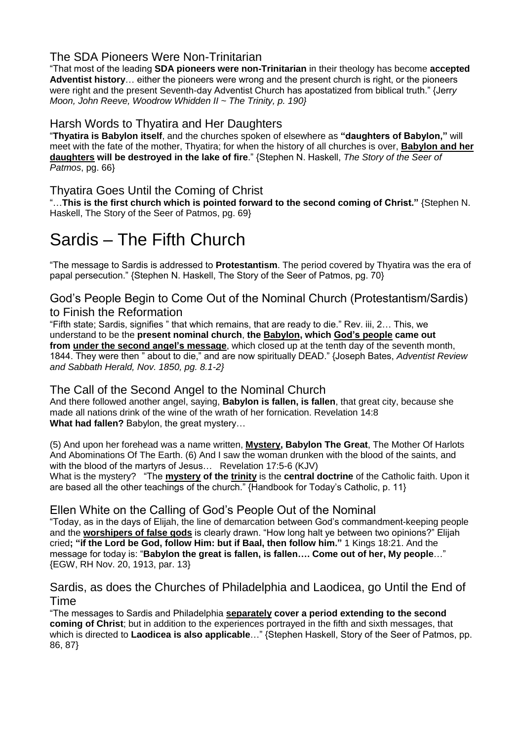### The SDA Pioneers Were Non-Trinitarian

"That most of the leading **SDA pioneers were non-Trinitarian** in their theology has become **accepted Adventist history**… either the pioneers were wrong and the present church is right, or the pioneers were right and the present Seventh-day Adventist Church has apostatized from biblical truth." {Jer*ry Moon, John Reeve, Woodrow Whidden II ~ The Trinity, p. 190}*

### Harsh Words to Thyatira and Her Daughters

"**Thyatira is Babylon itself**, and the churches spoken of elsewhere as **"daughters of Babylon,"** will meet with the fate of the mother, Thyatira; for when the history of all churches is over, <u>**Babylon and her daughters**</u> **will be destroyed in the lake of fire**." {Stephen N. Haskell, *The Story of the Seer of Patmos*, pg. 66}

### Thyatira Goes Until the Coming of Christ

"…**This is the first church which is pointed forward to the second coming of Christ."** {Stephen N. Haskell, The Story of the Seer of Patmos, pg. 69}

# Sardis – The Fifth Church

"The message to Sardis is addressed to **Protestantism**. The period covered by Thyatira was the era of papal persecution." {Stephen N. Haskell, The Story of the Seer of Patmos, pg. 70}

### God's People Begin to Come Out of the Nominal Church (Protestantism/Sardis) to Finish the Reformation

"Fifth state; Sardis, signifies " that which remains, that are ready to die." Rev. iii, 2… This, we understand to be the **present nominal church**, **the <u>Babylon</u>, which <u>God's people</u> came out from <u>under the second angel's message</u>**, which closed up at the tenth day of the seventh month, 1844. They were then " about to die," and are now spiritually DEAD." {Joseph Bates, *Adventist Review and Sabbath Herald, Nov. 1850, pg. 8.1-2}*

### The Call of the Second Angel to the Nominal Church

And there followed another angel, saying, **Babylon is fallen, is fallen**, that great city, because she made all nations drink of the wine of the wrath of her fornication. Revelation 14:8
**What had fallen?** Babylon, the great mystery…

(5) And upon her forehead was a name written, <u>**Mystery,**</u> **Babylon The Great**, The Mother Of Harlots And Abominations Of The Earth. (6) And I saw the woman drunken with the blood of the saints, and with the blood of the martyrs of Jesus… Revelation 17:5-6 (KJV)
What is the mystery? "The <u>**mystery**</u> **of the** <u>**trinity**</u> is the **central doctrine** of the Catholic faith. Upon it are based all the other teachings of the church." {Handbook for Today's Catholic, p. 11}

### Ellen White on the Calling of God's People Out of the Nominal

"Today, as in the days of Elijah, the line of demarcation between God's commandment-keeping people and the <u>**worshipers of false gods**</u> is clearly drawn. "How long halt ye between two opinions?" Elijah cried**; "if the Lord be God, follow Him: but if Baal, then follow him."** 1 Kings 18:21. And the message for today is: "**Babylon the great is fallen, is fallen…. Come out of her, My people**…" {EGW, RH Nov. 20, 1913, par. 13}

### Sardis, as does the Churches of Philadelphia and Laodicea, go Until the End of Time

"The messages to Sardis and Philadelphia <u>**separately**</u> **cover a period extending to the second coming of Christ**; but in addition to the experiences portrayed in the fifth and sixth messages, that which is directed to **Laodicea is also applicable**…" {Stephen Haskell, Story of the Seer of Patmos, pp. 86, 87}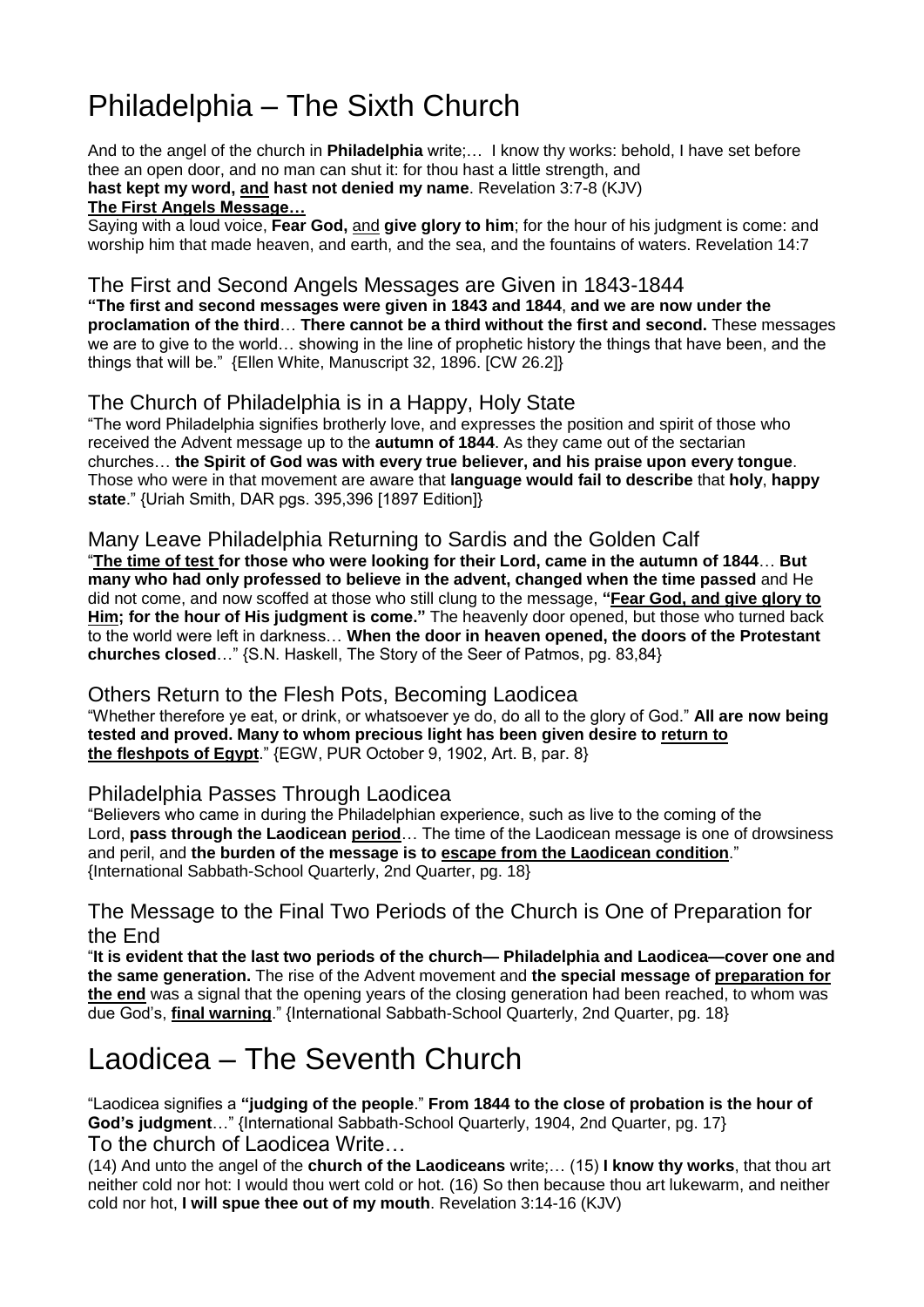# Philadelphia – The Sixth Church

And to the angel of the church in **Philadelphia** write;… I know thy works: behold, I have set before thee an open door, and no man can shut it: for thou hast a little strength, and **hast kept my word, <u>and</u> hast not denied my name**. Revelation 3:7-8 (KJV)

**<u>The First Angels Message…</u>**

Saying with a loud voice, **Fear God,** <u>and</u> **give glory to him**; for the hour of his judgment is come: and worship him that made heaven, and earth, and the sea, and the fountains of waters. Revelation 14:7

## The First and Second Angels Messages are Given in 1843-1844

**"The first and second messages were given in 1843 and 1844**, **and we are now under the proclamation of the third**… **There cannot be a third without the first and second.** These messages we are to give to the world… showing in the line of prophetic history the things that have been, and the things that will be." {Ellen White, Manuscript 32, 1896. [CW 26.2]}

## The Church of Philadelphia is in a Happy, Holy State

"The word Philadelphia signifies brotherly love, and expresses the position and spirit of those who received the Advent message up to the **autumn of 1844**. As they came out of the sectarian churches… **the Spirit of God was with every true believer, and his praise upon every tongue**. Those who were in that movement are aware that **language would fail to describe** that **holy**, **happy state**." {Uriah Smith, DAR pgs. 395,396 [1897 Edition]}

## Many Leave Philadelphia Returning to Sardis and the Golden Calf

"**<u>The time of test</u> for those who were looking for their Lord, came in the autumn of 1844**… **But many who had only professed to believe in the advent, changed when the time passed** and He did not come, and now scoffed at those who still clung to the message, **"<u>Fear God, and give glory to Him</u>; for the hour of His judgment is come."** The heavenly door opened, but those who turned back to the world were left in darkness… **When the door in heaven opened, the doors of the Protestant churches closed**…" {S.N. Haskell, The Story of the Seer of Patmos, pg. 83,84}

## Others Return to the Flesh Pots, Becoming Laodicea

"Whether therefore ye eat, or drink, or whatsoever ye do, do all to the glory of God." **All are now being tested and proved. Many to whom precious light has been given desire to <u>return to the fleshpots of Egypt</u>**." {EGW, PUR October 9, 1902, Art. B, par. 8}

## Philadelphia Passes Through Laodicea

"Believers who came in during the Philadelphian experience, such as live to the coming of the Lord, **pass through the Laodicean <u>period</u>**… The time of the Laodicean message is one of drowsiness and peril, and **the burden of the message is to <u>escape from the Laodicean condition</u>**." {International Sabbath-School Quarterly, 2nd Quarter, pg. 18}

## The Message to the Final Two Periods of the Church is One of Preparation for the End

"**It is evident that the last two periods of the church— Philadelphia and Laodicea—cover one and the same generation.** The rise of the Advent movement and **the special message of <u>preparation for the end</u>** was a signal that the opening years of the closing generation had been reached, to whom was due God's, **<u>final warning</u>**." {International Sabbath-School Quarterly, 2nd Quarter, pg. 18}

# Laodicea – The Seventh Church

"Laodicea signifies a **"judging of the people**." **From 1844 to the close of probation is the hour of God's judgment**…" {International Sabbath-School Quarterly, 1904, 2nd Quarter, pg. 17}

## To the church of Laodicea Write…

(14) And unto the angel of the **church of the Laodiceans** write;… (15) **I know thy works**, that thou art neither cold nor hot: I would thou wert cold or hot. (16) So then because thou art lukewarm, and neither cold nor hot, **I will spue thee out of my mouth**. Revelation 3:14-16 (KJV)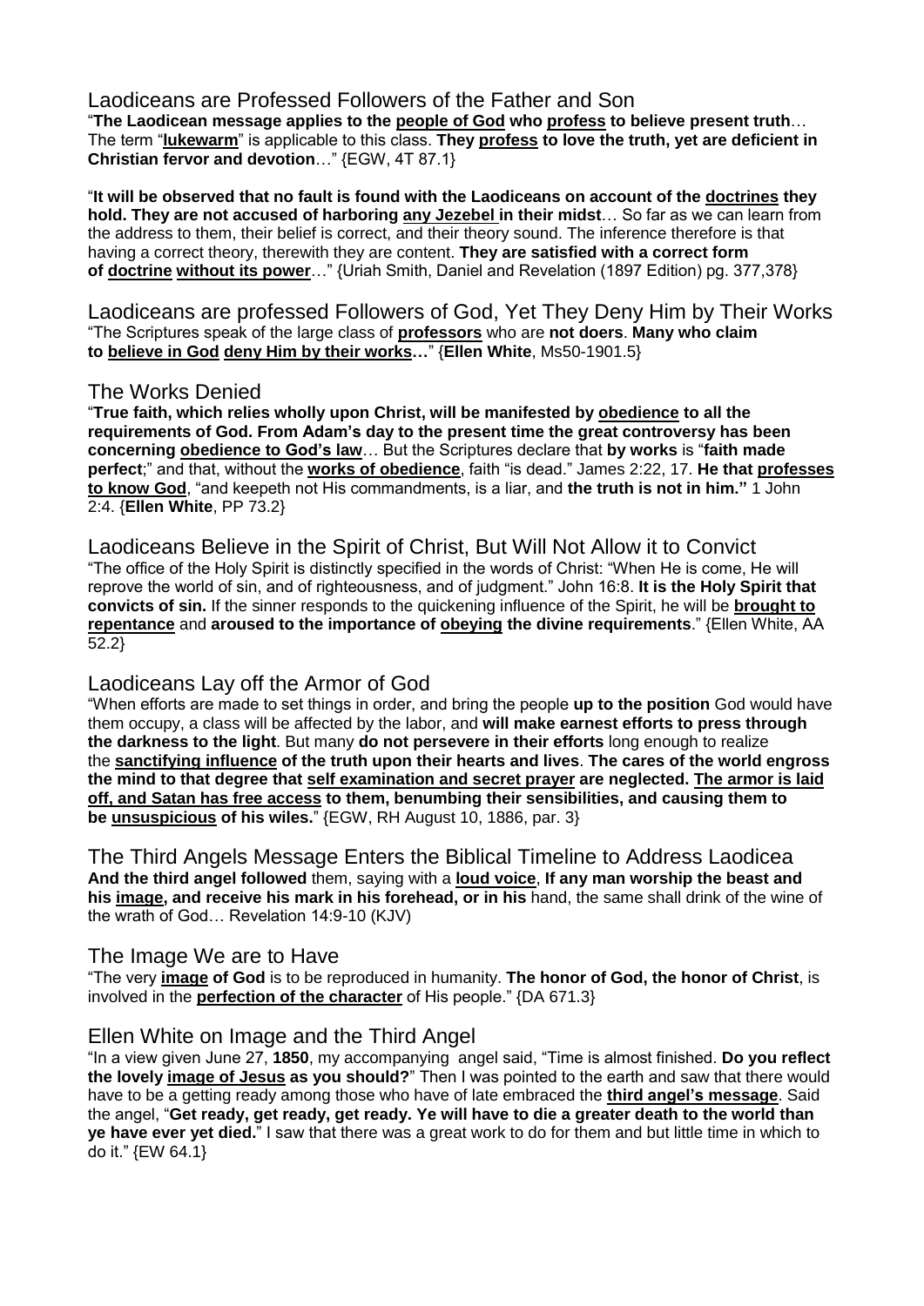## Laodiceans are Professed Followers of the Father and Son

"**The Laodicean message applies to the people of God who profess to believe present truth**… The term "**lukewarm**" is applicable to this class. **They profess to love the truth, yet are deficient in Christian fervor and devotion**…" {EGW, 4T 87.1}

"**It will be observed that no fault is found with the Laodiceans on account of the doctrines they hold. They are not accused of harboring any Jezebel in their midst**… So far as we can learn from the address to them, their belief is correct, and their theory sound. The inference therefore is that having a correct theory, therewith they are content. **They are satisfied with a correct form of doctrine without its power**…" {Uriah Smith, Daniel and Revelation (1897 Edition) pg. 377,378}

## Laodiceans are professed Followers of God, Yet They Deny Him by Their Works

"The Scriptures speak of the large class of **professors** who are **not doers**. **Many who claim to believe in God deny Him by their works…**" {**Ellen White**, Ms50-1901.5}

## The Works Denied

"**True faith, which relies wholly upon Christ, will be manifested by obedience to all the requirements of God. From Adam's day to the present time the great controversy has been concerning obedience to God's law**… But the Scriptures declare that **by works** is "**faith made perfect**;" and that, without the **works of obedience**, faith "is dead." James 2:22, 17. **He that professes to know God**, "and keepeth not His commandments, is a liar, and **the truth is not in him."** 1 John 2:4. {**Ellen White**, PP 73.2}

## Laodiceans Believe in the Spirit of Christ, But Will Not Allow it to Convict

"The office of the Holy Spirit is distinctly specified in the words of Christ: "When He is come, He will reprove the world of sin, and of righteousness, and of judgment." John 16:8. **It is the Holy Spirit that convicts of sin.** If the sinner responds to the quickening influence of the Spirit, he will be **brought to repentance** and **aroused to the importance of obeying the divine requirements**." {Ellen White, AA 52.2}

## Laodiceans Lay off the Armor of God

"When efforts are made to set things in order, and bring the people **up to the position** God would have them occupy, a class will be affected by the labor, and **will make earnest efforts to press through the darkness to the light**. But many **do not persevere in their efforts** long enough to realize the **sanctifying influence of the truth upon their hearts and lives**. **The cares of the world engross the mind to that degree that self examination and secret prayer are neglected. The armor is laid off, and Satan has free access to them, benumbing their sensibilities, and causing them to be unsuspicious of his wiles.**" {EGW, RH August 10, 1886, par. 3}

## The Third Angels Message Enters the Biblical Timeline to Address Laodicea

**And the third angel followed** them, saying with a **loud voice**, **If any man worship the beast and his image, and receive his mark in his forehead, or in his** hand, the same shall drink of the wine of the wrath of God… Revelation 14:9-10 (KJV)

## The Image We are to Have

"The very **image of God** is to be reproduced in humanity. **The honor of God, the honor of Christ**, is involved in the **perfection of the character** of His people." {DA 671.3}

## Ellen White on Image and the Third Angel

"In a view given June 27, **1850**, my accompanying angel said, "Time is almost finished. **Do you reflect the lovely image of Jesus as you should?**" Then I was pointed to the earth and saw that there would have to be a getting ready among those who have of late embraced the **third angel's message**. Said the angel, "**Get ready, get ready, get ready. Ye will have to die a greater death to the world than ye have ever yet died.**" I saw that there was a great work to do for them and but little time in which to do it." {EW 64.1}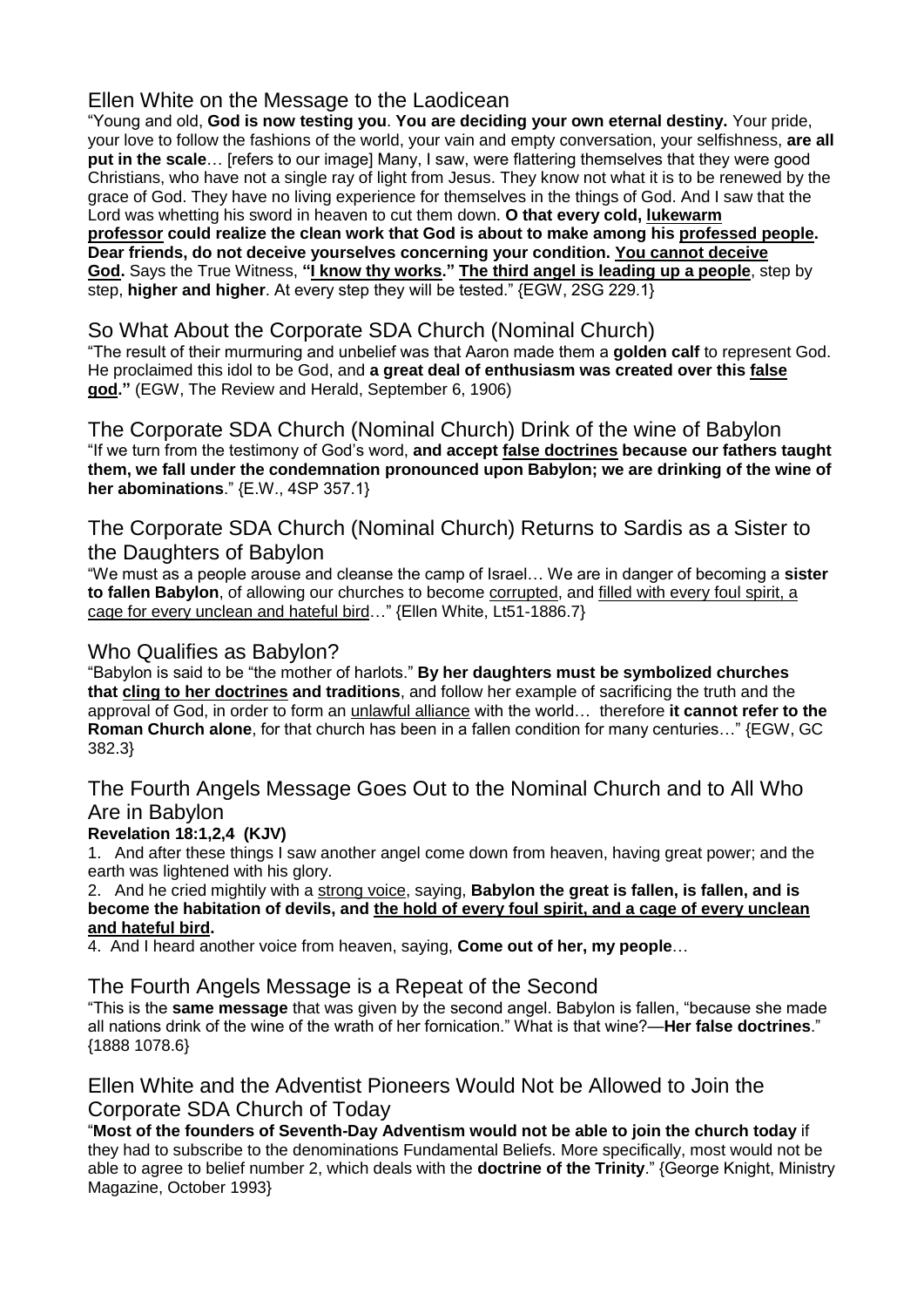## Ellen White on the Message to the Laodicean

"Young and old, **God is now testing you**. **You are deciding your own eternal destiny.** Your pride, your love to follow the fashions of the world, your vain and empty conversation, your selfishness, **are all put in the scale**… [refers to our image] Many, I saw, were flattering themselves that they were good Christians, who have not a single ray of light from Jesus. They know not what it is to be renewed by the grace of God. They have no living experience for themselves in the things of God. And I saw that the Lord was whetting his sword in heaven to cut them down. **O that every cold, lukewarm professor could realize the clean work that God is about to make among his professed people. Dear friends, do not deceive yourselves concerning your condition. You cannot deceive God.** Says the True Witness, **"I know thy works." The third angel is leading up a people**, step by step, **higher and higher**. At every step they will be tested." {EGW, 2SG 229.1}

## So What About the Corporate SDA Church (Nominal Church)

"The result of their murmuring and unbelief was that Aaron made them a **golden calf** to represent God. He proclaimed this idol to be God, and **a great deal of enthusiasm was created over this false god."** (EGW, The Review and Herald, September 6, 1906)

## The Corporate SDA Church (Nominal Church) Drink of the wine of Babylon

"If we turn from the testimony of God's word, **and accept false doctrines because our fathers taught them, we fall under the condemnation pronounced upon Babylon; we are drinking of the wine of her abominations**." {E.W., 4SP 357.1}

## The Corporate SDA Church (Nominal Church) Returns to Sardis as a Sister to the Daughters of Babylon

"We must as a people arouse and cleanse the camp of Israel… We are in danger of becoming a **sister to fallen Babylon**, of allowing our churches to become corrupted, and filled with every foul spirit, a cage for every unclean and hateful bird…" {Ellen White, Lt51-1886.7}

## Who Qualifies as Babylon?

"Babylon is said to be "the mother of harlots." **By her daughters must be symbolized churches that cling to her doctrines and traditions**, and follow her example of sacrificing the truth and the approval of God, in order to form an unlawful alliance with the world… therefore **it cannot refer to the Roman Church alone**, for that church has been in a fallen condition for many centuries…" {EGW, GC 382.3}

## The Fourth Angels Message Goes Out to the Nominal Church and to All Who Are in Babylon

**Revelation 18:1,2,4 (KJV)**

1. And after these things I saw another angel come down from heaven, having great power; and the earth was lightened with his glory.
2. And he cried mightily with a strong voice, saying, **Babylon the great is fallen, is fallen, and is become the habitation of devils, and the hold of every foul spirit, and a cage of every unclean and hateful bird.**
4. And I heard another voice from heaven, saying, **Come out of her, my people**…

## The Fourth Angels Message is a Repeat of the Second

"This is the **same message** that was given by the second angel. Babylon is fallen, "because she made all nations drink of the wine of the wrath of her fornication." What is that wine?—**Her false doctrines**." {1888 1078.6}

## Ellen White and the Adventist Pioneers Would Not be Allowed to Join the Corporate SDA Church of Today

"**Most of the founders of Seventh-Day Adventism would not be able to join the church today** if they had to subscribe to the denominations Fundamental Beliefs. More specifically, most would not be able to agree to belief number 2, which deals with the **doctrine of the Trinity**." {George Knight, Ministry Magazine, October 1993}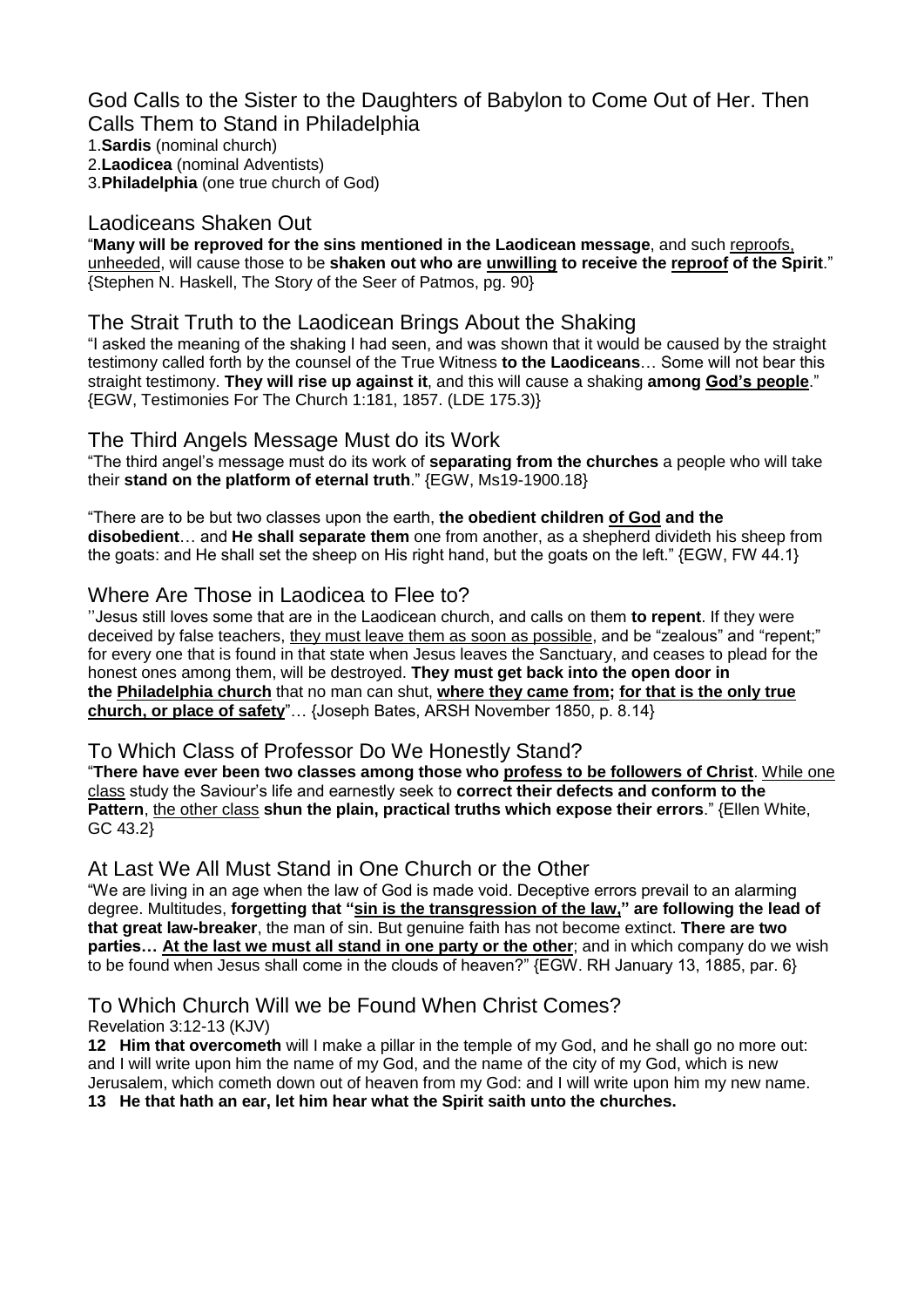## God Calls to the Sister to the Daughters of Babylon to Come Out of Her. Then Calls Them to Stand in Philadelphia

1. **Sardis** (nominal church)
2. **Laodicea** (nominal Adventists)
3. **Philadelphia** (one true church of God)

## Laodiceans Shaken Out

"**Many will be reproved for the sins mentioned in the Laodicean message**, and such reproofs, unheeded, will cause those to be **shaken out who are unwilling to receive the reproof of the Spirit**." {Stephen N. Haskell, The Story of the Seer of Patmos, pg. 90}

## The Strait Truth to the Laodicean Brings About the Shaking

"I asked the meaning of the shaking I had seen, and was shown that it would be caused by the straight testimony called forth by the counsel of the True Witness **to the Laodiceans**… Some will not bear this straight testimony. **They will rise up against it**, and this will cause a shaking **among God's people**." {EGW, Testimonies For The Church 1:181, 1857. (LDE 175.3)}

## The Third Angels Message Must do its Work

"The third angel's message must do its work of **separating from the churches** a people who will take their **stand on the platform of eternal truth**." {EGW, Ms19-1900.18}

"There are to be but two classes upon the earth, **the obedient children of God and the disobedient**… and **He shall separate them** one from another, as a shepherd divideth his sheep from the goats: and He shall set the sheep on His right hand, but the goats on the left." {EGW, FW 44.1}

## Where Are Those in Laodicea to Flee to?

''Jesus still loves some that are in the Laodicean church, and calls on them **to repent**. If they were deceived by false teachers, they must leave them as soon as possible, and be "zealous" and "repent;" for every one that is found in that state when Jesus leaves the Sanctuary, and ceases to plead for the honest ones among them, will be destroyed. **They must get back into the open door in the Philadelphia church** that no man can shut, **where they came from; for that is the only true church, or place of safety**"… {Joseph Bates, ARSH November 1850, p. 8.14}

## To Which Class of Professor Do We Honestly Stand?

"**There have ever been two classes among those who profess to be followers of Christ**. While one class study the Saviour's life and earnestly seek to **correct their defects and conform to the Pattern**, the other class **shun the plain, practical truths which expose their errors**." {Ellen White, GC 43.2}

## At Last We All Must Stand in One Church or the Other

"We are living in an age when the law of God is made void. Deceptive errors prevail to an alarming degree. Multitudes, **forgetting that "sin is the transgression of the law," are following the lead of that great law-breaker**, the man of sin. But genuine faith has not become extinct. **There are two parties… At the last we must all stand in one party or the other**; and in which company do we wish to be found when Jesus shall come in the clouds of heaven?" {EGW. RH January 13, 1885, par. 6}

## To Which Church Will we be Found When Christ Comes?

Revelation 3:12-13 (KJV)

**12 Him that overcometh** will I make a pillar in the temple of my God, and he shall go no more out: and I will write upon him the name of my God, and the name of the city of my God, which is new Jerusalem, which cometh down out of heaven from my God: and I will write upon him my new name.

**13 He that hath an ear, let him hear what the Spirit saith unto the churches.**